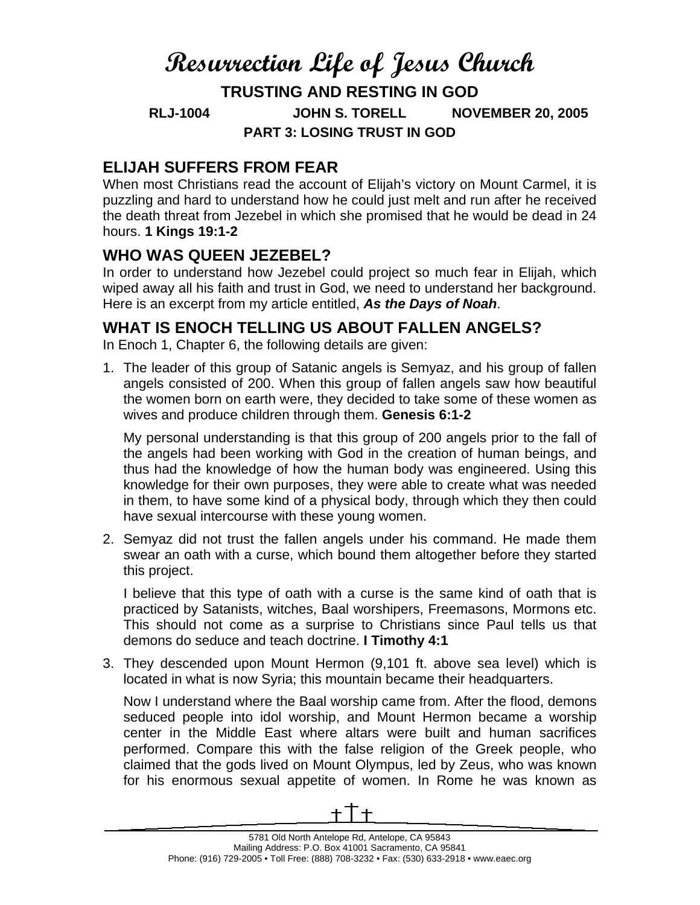# Resurrection Life of Jesus Church

**TRUSTING AND RESTING IN GOD**

**RLJ-1004 JOHN S. TORELL NOVEMBER 20, 2005**

**PART 3: LOSING TRUST IN GOD**

## ELIJAH SUFFERS FROM FEAR

When most Christians read the account of Elijah's victory on Mount Carmel, it is puzzling and hard to understand how he could just melt and run after he received the death threat from Jezebel in which she promised that he would be dead in 24 hours. **1 Kings 19:1-2**

## WHO WAS QUEEN JEZEBEL?

In order to understand how Jezebel could project so much fear in Elijah, which wiped away all his faith and trust in God, we need to understand her background. Here is an excerpt from my article entitled, ***As the Days of Noah***.

## WHAT IS ENOCH TELLING US ABOUT FALLEN ANGELS?

In Enoch 1, Chapter 6, the following details are given:

1. The leader of this group of Satanic angels is Semyaz, and his group of fallen angels consisted of 200. When this group of fallen angels saw how beautiful the women born on earth were, they decided to take some of these women as wives and produce children through them. **Genesis 6:1-2**

   My personal understanding is that this group of 200 angels prior to the fall of the angels had been working with God in the creation of human beings, and thus had the knowledge of how the human body was engineered. Using this knowledge for their own purposes, they were able to create what was needed in them, to have some kind of a physical body, through which they then could have sexual intercourse with these young women.

2. Semyaz did not trust the fallen angels under his command. He made them swear an oath with a curse, which bound them altogether before they started this project.

   I believe that this type of oath with a curse is the same kind of oath that is practiced by Satanists, witches, Baal worshipers, Freemasons, Mormons etc. This should not come as a surprise to Christians since Paul tells us that demons do seduce and teach doctrine. **I Timothy 4:1**

3. They descended upon Mount Hermon (9,101 ft. above sea level) which is located in what is now Syria; this mountain became their headquarters.

   Now I understand where the Baal worship came from. After the flood, demons seduced people into idol worship, and Mount Hermon became a worship center in the Middle East where altars were built and human sacrifices performed. Compare this with the false religion of the Greek people, who claimed that the gods lived on Mount Olympus, led by Zeus, who was known for his enormous sexual appetite of women. In Rome he was known as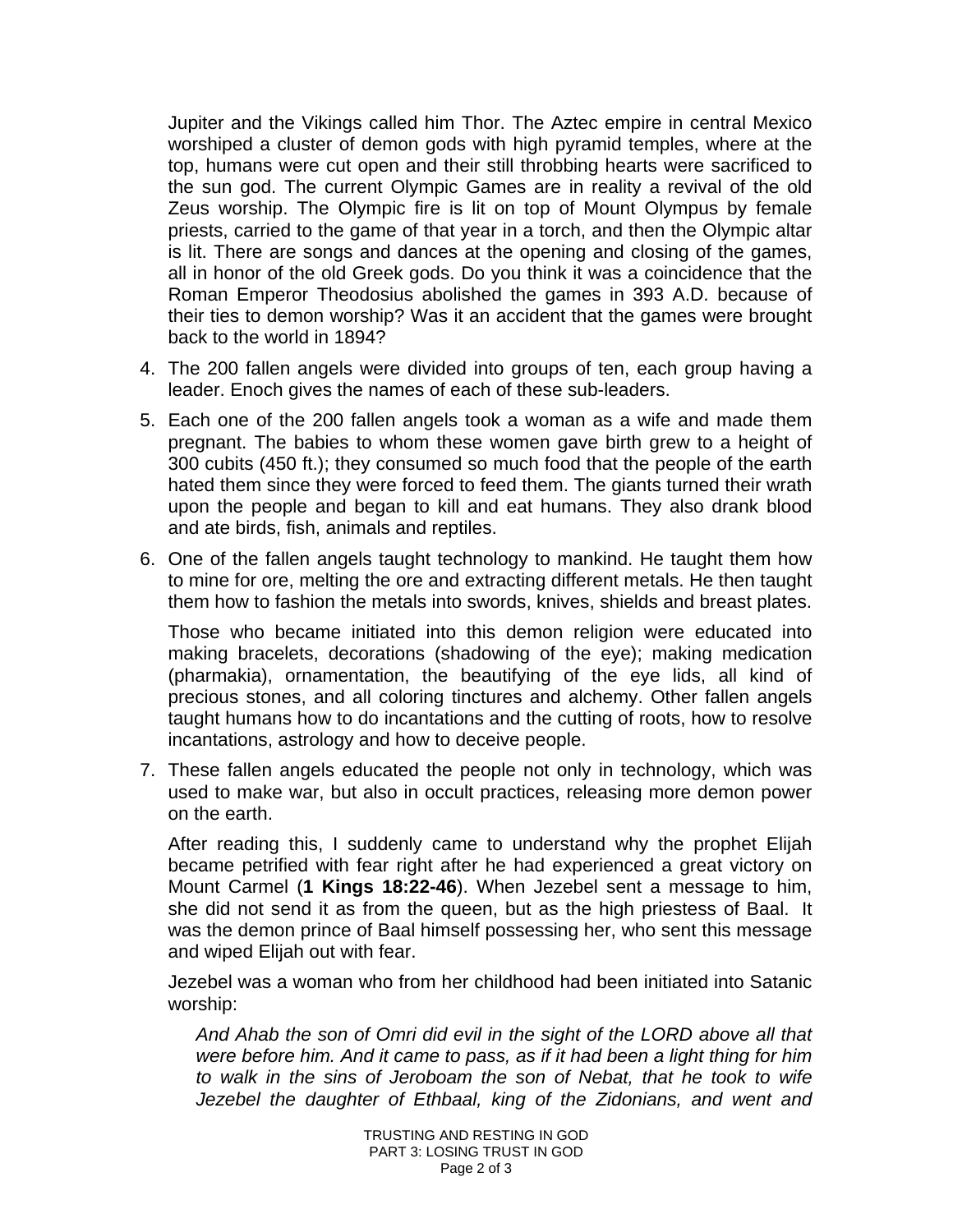Jupiter and the Vikings called him Thor. The Aztec empire in central Mexico worshiped a cluster of demon gods with high pyramid temples, where at the top, humans were cut open and their still throbbing hearts were sacrificed to the sun god. The current Olympic Games are in reality a revival of the old Zeus worship. The Olympic fire is lit on top of Mount Olympus by female priests, carried to the game of that year in a torch, and then the Olympic altar is lit. There are songs and dances at the opening and closing of the games, all in honor of the old Greek gods. Do you think it was a coincidence that the Roman Emperor Theodosius abolished the games in 393 A.D. because of their ties to demon worship? Was it an accident that the games were brought back to the world in 1894?

4. The 200 fallen angels were divided into groups of ten, each group having a leader. Enoch gives the names of each of these sub-leaders.

5. Each one of the 200 fallen angels took a woman as a wife and made them pregnant. The babies to whom these women gave birth grew to a height of 300 cubits (450 ft.); they consumed so much food that the people of the earth hated them since they were forced to feed them. The giants turned their wrath upon the people and began to kill and eat humans. They also drank blood and ate birds, fish, animals and reptiles.

6. One of the fallen angels taught technology to mankind. He taught them how to mine for ore, melting the ore and extracting different metals. He then taught them how to fashion the metals into swords, knives, shields and breast plates.

   Those who became initiated into this demon religion were educated into making bracelets, decorations (shadowing of the eye); making medication (pharmakia), ornamentation, the beautifying of the eye lids, all kind of precious stones, and all coloring tinctures and alchemy. Other fallen angels taught humans how to do incantations and the cutting of roots, how to resolve incantations, astrology and how to deceive people.

7. These fallen angels educated the people not only in technology, which was used to make war, but also in occult practices, releasing more demon power on the earth.

   After reading this, I suddenly came to understand why the prophet Elijah became petrified with fear right after he had experienced a great victory on Mount Carmel (**1 Kings 18:22-46**). When Jezebel sent a message to him, she did not send it as from the queen, but as the high priestess of Baal. It was the demon prince of Baal himself possessing her, who sent this message and wiped Elijah out with fear.

   Jezebel was a woman who from her childhood had been initiated into Satanic worship:

   > *And Ahab the son of Omri did evil in the sight of the LORD above all that were before him. And it came to pass, as if it had been a light thing for him to walk in the sins of Jeroboam the son of Nebat, that he took to wife Jezebel the daughter of Ethbaal, king of the Zidonians, and went and*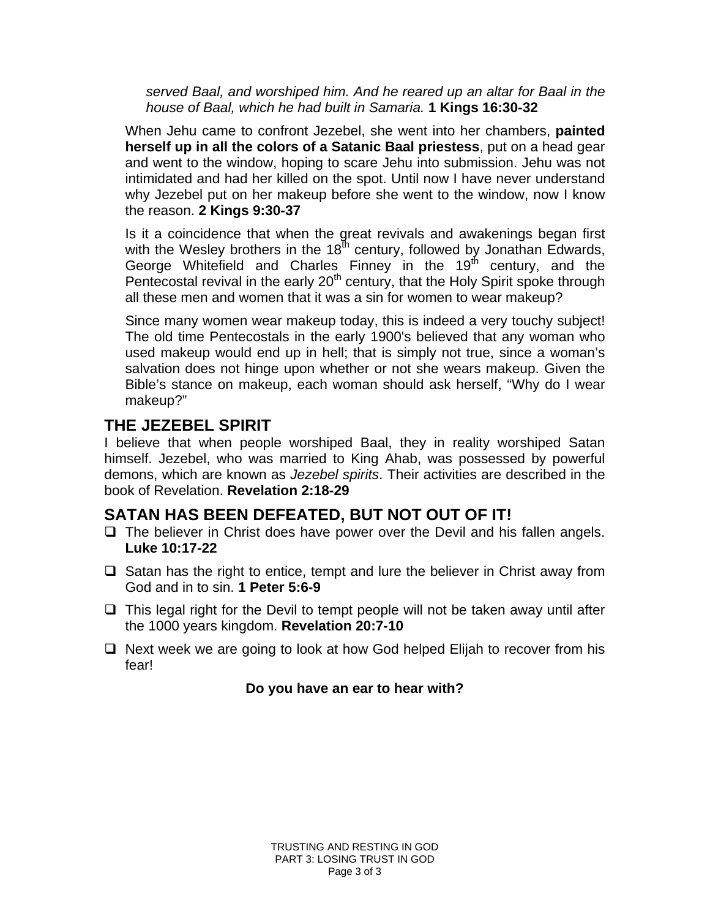*served Baal, and worshiped him. And he reared up an altar for Baal in the house of Baal, which he had built in Samaria.* **1 Kings 16:30-32**

When Jehu came to confront Jezebel, she went into her chambers, **painted herself up in all the colors of a Satanic Baal priestess**, put on a head gear and went to the window, hoping to scare Jehu into submission. Jehu was not intimidated and had her killed on the spot. Until now I have never understand why Jezebel put on her makeup before she went to the window, now I know the reason. **2 Kings 9:30-37**

Is it a coincidence that when the great revivals and awakenings began first with the Wesley brothers in the 18th century, followed by Jonathan Edwards, George Whitefield and Charles Finney in the 19th century, and the Pentecostal revival in the early 20th century, that the Holy Spirit spoke through all these men and women that it was a sin for women to wear makeup?

Since many women wear makeup today, this is indeed a very touchy subject! The old time Pentecostals in the early 1900's believed that any woman who used makeup would end up in hell; that is simply not true, since a woman's salvation does not hinge upon whether or not she wears makeup. Given the Bible's stance on makeup, each woman should ask herself, "Why do I wear makeup?"

## THE JEZEBEL SPIRIT

I believe that when people worshiped Baal, they in reality worshiped Satan himself. Jezebel, who was married to King Ahab, was possessed by powerful demons, which are known as *Jezebel spirits*. Their activities are described in the book of Revelation. **Revelation 2:18-29**

## SATAN HAS BEEN DEFEATED, BUT NOT OUT OF IT!

- The believer in Christ does have power over the Devil and his fallen angels. **Luke 10:17-22**
- Satan has the right to entice, tempt and lure the believer in Christ away from God and in to sin. **1 Peter 5:6-9**
- This legal right for the Devil to tempt people will not be taken away until after the 1000 years kingdom. **Revelation 20:7-10**
- Next week we are going to look at how God helped Elijah to recover from his fear!

**Do you have an ear to hear with?**